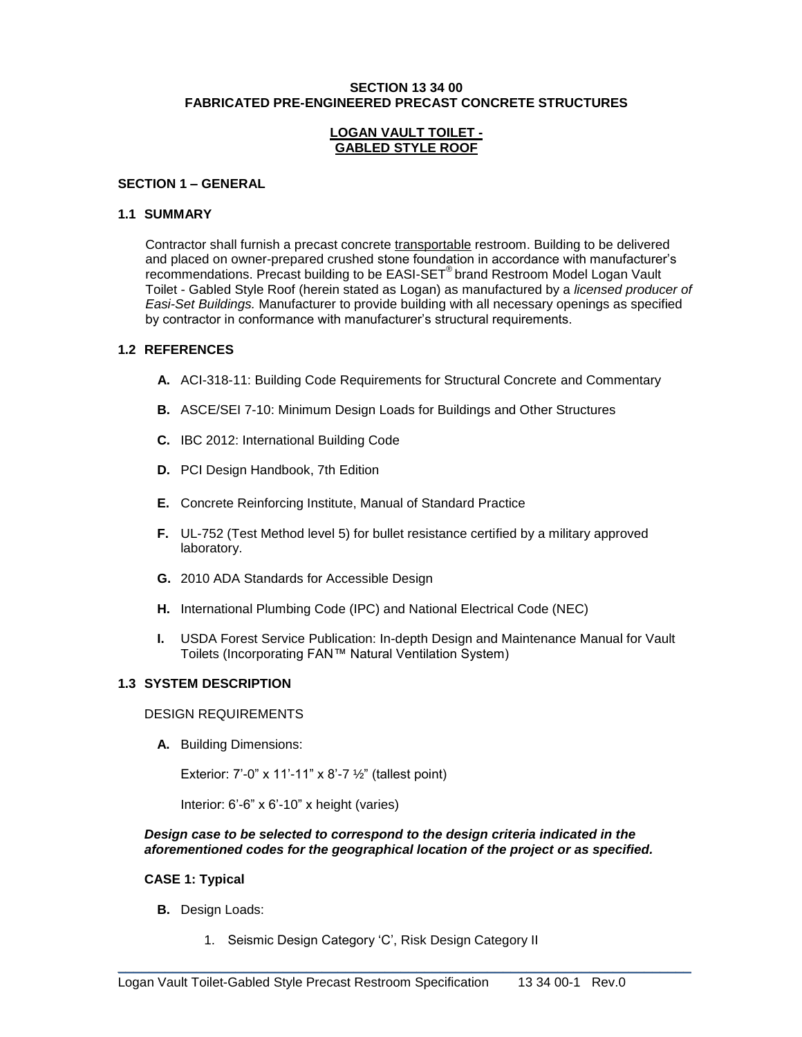# SECTION 13 34 00
# FABRICATED PRE-ENGINEERED PRECAST CONCRETE STRUCTURES

## LOGAN VAULT TOILET - GABLED STYLE ROOF

## SECTION 1 – GENERAL

### 1.1 SUMMARY

Contractor shall furnish a precast concrete transportable restroom. Building to be delivered and placed on owner-prepared crushed stone foundation in accordance with manufacturer's recommendations. Precast building to be EASI-SET® brand Restroom Model Logan Vault Toilet - Gabled Style Roof (herein stated as Logan) as manufactured by a *licensed producer of Easi-Set Buildings.* Manufacturer to provide building with all necessary openings as specified by contractor in conformance with manufacturer's structural requirements.

### 1.2 REFERENCES

- **A.** ACI-318-11: Building Code Requirements for Structural Concrete and Commentary
- **B.** ASCE/SEI 7-10: Minimum Design Loads for Buildings and Other Structures
- **C.** IBC 2012: International Building Code
- **D.** PCI Design Handbook, 7th Edition
- **E.** Concrete Reinforcing Institute, Manual of Standard Practice
- **F.** UL-752 (Test Method level 5) for bullet resistance certified by a military approved laboratory.
- **G.** 2010 ADA Standards for Accessible Design
- **H.** International Plumbing Code (IPC) and National Electrical Code (NEC)
- **I.** USDA Forest Service Publication: In-depth Design and Maintenance Manual for Vault Toilets (Incorporating FAN™ Natural Ventilation System)

### 1.3 SYSTEM DESCRIPTION

DESIGN REQUIREMENTS

- **A.** Building Dimensions:

  Exterior: 7'-0" x 11'-11" x 8'-7 ½" (tallest point)

  Interior: 6'-6" x 6'-10" x height (varies)

***Design case to be selected to correspond to the design criteria indicated in the aforementioned codes for the geographical location of the project or as specified.***

**CASE 1: Typical**

- **B.** Design Loads:
  1. Seismic Design Category 'C', Risk Design Category II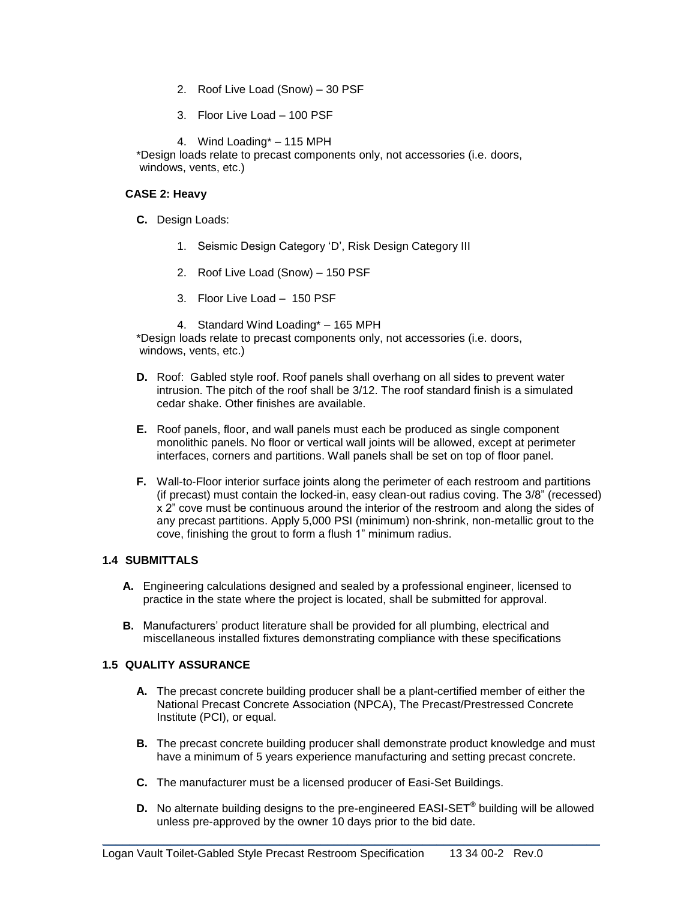2. Roof Live Load (Snow) – 30 PSF

3. Floor Live Load – 100 PSF

4. Wind Loading* – 115 MPH

*Design loads relate to precast components only, not accessories (i.e. doors, windows, vents, etc.)

**CASE 2: Heavy**

**C.** Design Loads:

1. Seismic Design Category 'D', Risk Design Category III

2. Roof Live Load (Snow) – 150 PSF

3. Floor Live Load – 150 PSF

4. Standard Wind Loading* – 165 MPH

*Design loads relate to precast components only, not accessories (i.e. doors, windows, vents, etc.)

**D.** Roof: Gabled style roof. Roof panels shall overhang on all sides to prevent water intrusion. The pitch of the roof shall be 3/12. The roof standard finish is a simulated cedar shake. Other finishes are available.

**E.** Roof panels, floor, and wall panels must each be produced as single component monolithic panels. No floor or vertical wall joints will be allowed, except at perimeter interfaces, corners and partitions. Wall panels shall be set on top of floor panel.

**F.** Wall-to-Floor interior surface joints along the perimeter of each restroom and partitions (if precast) must contain the locked-in, easy clean-out radius coving. The 3/8" (recessed) x 2" cove must be continuous around the interior of the restroom and along the sides of any precast partitions. Apply 5,000 PSI (minimum) non-shrink, non-metallic grout to the cove, finishing the grout to form a flush 1" minimum radius.

## 1.4 SUBMITTALS

**A.** Engineering calculations designed and sealed by a professional engineer, licensed to practice in the state where the project is located, shall be submitted for approval.

**B.** Manufacturers' product literature shall be provided for all plumbing, electrical and miscellaneous installed fixtures demonstrating compliance with these specifications

## 1.5 QUALITY ASSURANCE

**A.** The precast concrete building producer shall be a plant-certified member of either the National Precast Concrete Association (NPCA), The Precast/Prestressed Concrete Institute (PCI), or equal.

**B.** The precast concrete building producer shall demonstrate product knowledge and must have a minimum of 5 years experience manufacturing and setting precast concrete.

**C.** The manufacturer must be a licensed producer of Easi-Set Buildings.

**D.** No alternate building designs to the pre-engineered EASI-SET® building will be allowed unless pre-approved by the owner 10 days prior to the bid date.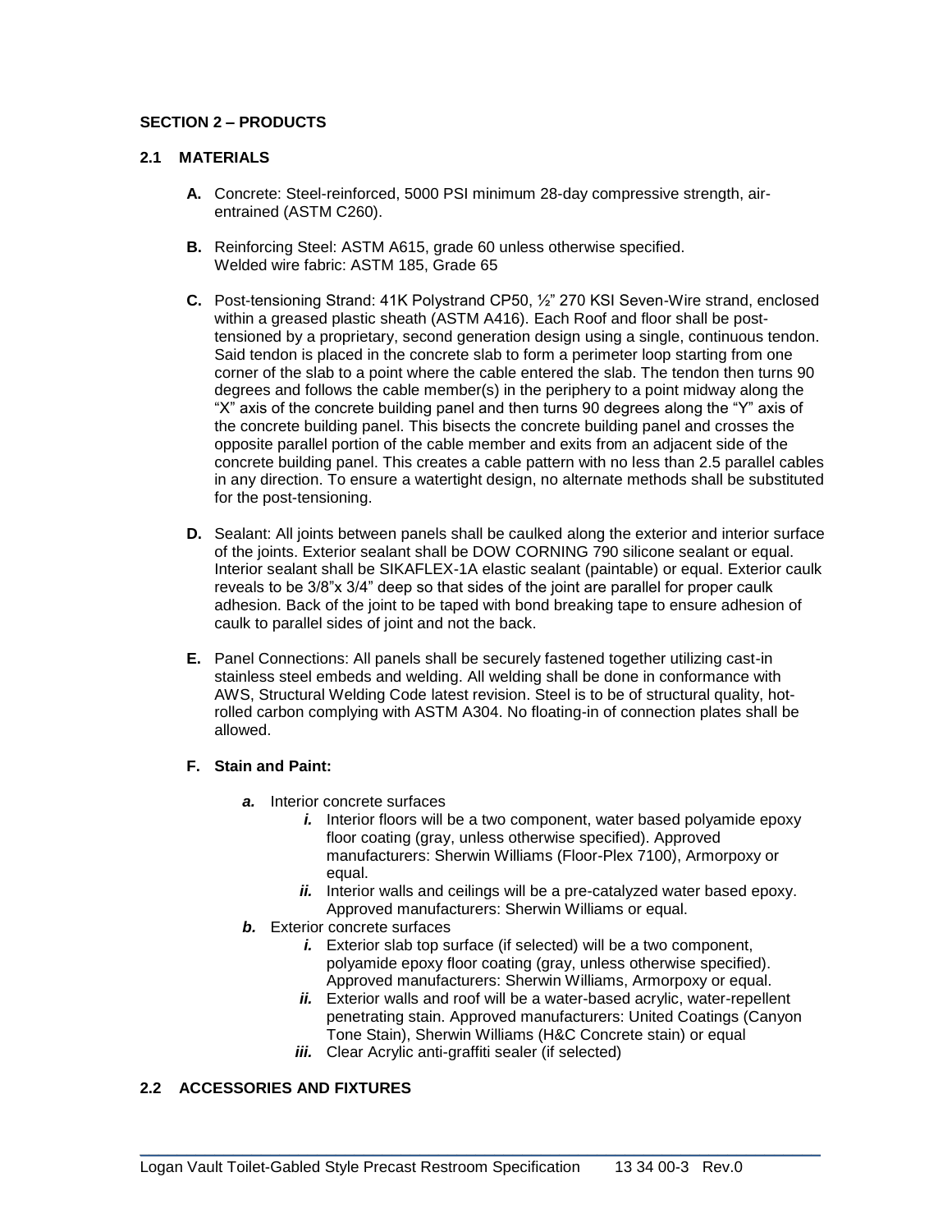## SECTION 2 – PRODUCTS

### 2.1 MATERIALS

**A.** Concrete: Steel-reinforced, 5000 PSI minimum 28-day compressive strength, air-entrained (ASTM C260).

**B.** Reinforcing Steel: ASTM A615, grade 60 unless otherwise specified.
Welded wire fabric: ASTM 185, Grade 65

**C.** Post-tensioning Strand: 41K Polystrand CP50, ½" 270 KSI Seven-Wire strand, enclosed within a greased plastic sheath (ASTM A416). Each Roof and floor shall be post-tensioned by a proprietary, second generation design using a single, continuous tendon. Said tendon is placed in the concrete slab to form a perimeter loop starting from one corner of the slab to a point where the cable entered the slab. The tendon then turns 90 degrees and follows the cable member(s) in the periphery to a point midway along the "X" axis of the concrete building panel and then turns 90 degrees along the "Y" axis of the concrete building panel. This bisects the concrete building panel and crosses the opposite parallel portion of the cable member and exits from an adjacent side of the concrete building panel. This creates a cable pattern with no less than 2.5 parallel cables in any direction. To ensure a watertight design, no alternate methods shall be substituted for the post-tensioning.

**D.** Sealant: All joints between panels shall be caulked along the exterior and interior surface of the joints. Exterior sealant shall be DOW CORNING 790 silicone sealant or equal. Interior sealant shall be SIKAFLEX-1A elastic sealant (paintable) or equal. Exterior caulk reveals to be 3/8"x 3/4" deep so that sides of the joint are parallel for proper caulk adhesion. Back of the joint to be taped with bond breaking tape to ensure adhesion of caulk to parallel sides of joint and not the back.

**E.** Panel Connections: All panels shall be securely fastened together utilizing cast-in stainless steel embeds and welding. All welding shall be done in conformance with AWS, Structural Welding Code latest revision. Steel is to be of structural quality, hot-rolled carbon complying with ASTM A304. No floating-in of connection plates shall be allowed.

**F. Stain and Paint:**

- ***a.*** Interior concrete surfaces
  - ***i.*** Interior floors will be a two component, water based polyamide epoxy floor coating (gray, unless otherwise specified). Approved manufacturers: Sherwin Williams (Floor-Plex 7100), Armorpoxy or equal.
  - ***ii.*** Interior walls and ceilings will be a pre-catalyzed water based epoxy. Approved manufacturers: Sherwin Williams or equal.
- ***b.*** Exterior concrete surfaces
  - ***i.*** Exterior slab top surface (if selected) will be a two component, polyamide epoxy floor coating (gray, unless otherwise specified). Approved manufacturers: Sherwin Williams, Armorpoxy or equal.
  - ***ii.*** Exterior walls and roof will be a water-based acrylic, water-repellent penetrating stain. Approved manufacturers: United Coatings (Canyon Tone Stain), Sherwin Williams (H&C Concrete stain) or equal
  - ***iii.*** Clear Acrylic anti-graffiti sealer (if selected)

### 2.2 ACCESSORIES AND FIXTURES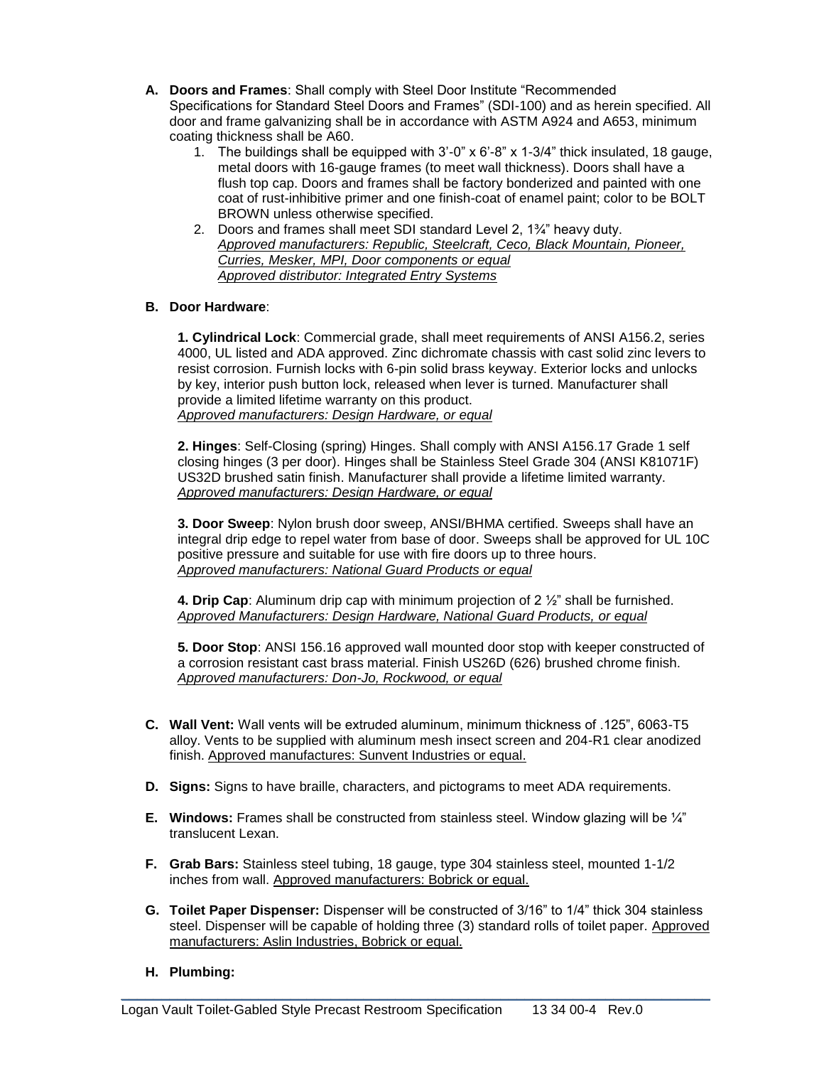**A. Doors and Frames**: Shall comply with Steel Door Institute "Recommended Specifications for Standard Steel Doors and Frames" (SDI-100) and as herein specified. All door and frame galvanizing shall be in accordance with ASTM A924 and A653, minimum coating thickness shall be A60.

1. The buildings shall be equipped with 3'-0" x 6'-8" x 1-3/4" thick insulated, 18 gauge, metal doors with 16-gauge frames (to meet wall thickness). Doors shall have a flush top cap. Doors and frames shall be factory bonderized and painted with one coat of rust-inhibitive primer and one finish-coat of enamel paint; color to be BOLT BROWN unless otherwise specified.
2. Doors and frames shall meet SDI standard Level 2, 1¾" heavy duty.
   *Approved manufacturers: Republic, Steelcraft, Ceco, Black Mountain, Pioneer, Curries, Mesker, MPI, Door components or equal*
   *Approved distributor: Integrated Entry Systems*

**B. Door Hardware**:

**1. Cylindrical Lock**: Commercial grade, shall meet requirements of ANSI A156.2, series 4000, UL listed and ADA approved. Zinc dichromate chassis with cast solid zinc levers to resist corrosion. Furnish locks with 6-pin solid brass keyway. Exterior locks and unlocks by key, interior push button lock, released when lever is turned. Manufacturer shall provide a limited lifetime warranty on this product.
*Approved manufacturers: Design Hardware, or equal*

**2. Hinges**: Self-Closing (spring) Hinges. Shall comply with ANSI A156.17 Grade 1 self closing hinges (3 per door). Hinges shall be Stainless Steel Grade 304 (ANSI K81071F) US32D brushed satin finish. Manufacturer shall provide a lifetime limited warranty.
*Approved manufacturers: Design Hardware, or equal*

**3. Door Sweep**: Nylon brush door sweep, ANSI/BHMA certified. Sweeps shall have an integral drip edge to repel water from base of door. Sweeps shall be approved for UL 10C positive pressure and suitable for use with fire doors up to three hours.
*Approved manufacturers: National Guard Products or equal*

**4. Drip Cap**: Aluminum drip cap with minimum projection of 2 ½" shall be furnished.
*Approved Manufacturers: Design Hardware, National Guard Products, or equal*

**5. Door Stop**: ANSI 156.16 approved wall mounted door stop with keeper constructed of a corrosion resistant cast brass material. Finish US26D (626) brushed chrome finish.
*Approved manufacturers: Don-Jo, Rockwood, or equal*

**C. Wall Vent:** Wall vents will be extruded aluminum, minimum thickness of .125", 6063-T5 alloy. Vents to be supplied with aluminum mesh insect screen and 204-R1 clear anodized finish. Approved manufactures: Sunvent Industries or equal.

**D. Signs:** Signs to have braille, characters, and pictograms to meet ADA requirements.

**E. Windows:** Frames shall be constructed from stainless steel. Window glazing will be ¼" translucent Lexan.

**F. Grab Bars:** Stainless steel tubing, 18 gauge, type 304 stainless steel, mounted 1-1/2 inches from wall. Approved manufacturers: Bobrick or equal.

**G. Toilet Paper Dispenser:** Dispenser will be constructed of 3/16" to 1/4" thick 304 stainless steel. Dispenser will be capable of holding three (3) standard rolls of toilet paper. Approved manufacturers: Aslin Industries, Bobrick or equal.

**H. Plumbing:**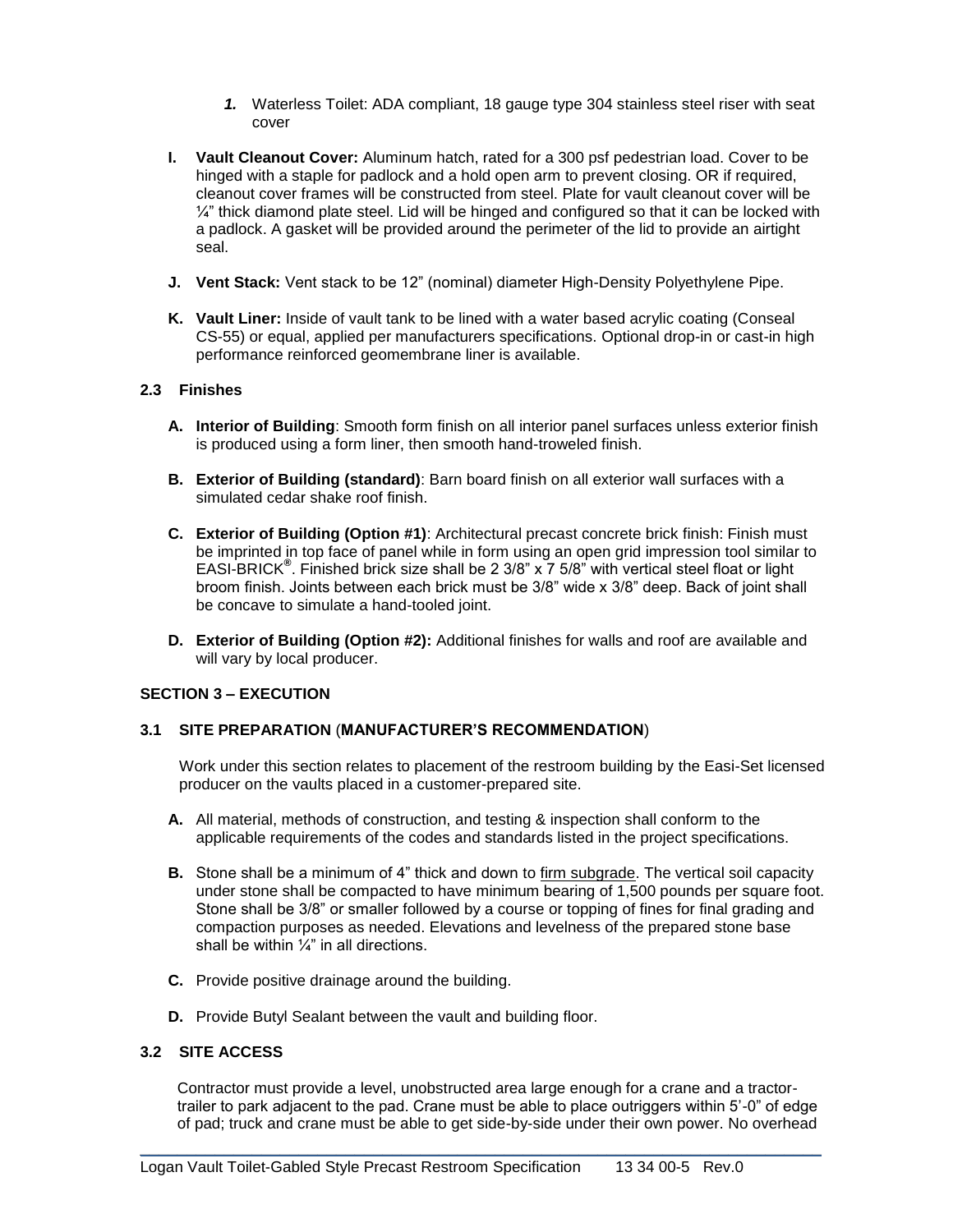1. Waterless Toilet: ADA compliant, 18 gauge type 304 stainless steel riser with seat cover

**I. Vault Cleanout Cover:** Aluminum hatch, rated for a 300 psf pedestrian load. Cover to be hinged with a staple for padlock and a hold open arm to prevent closing. OR if required, cleanout cover frames will be constructed from steel. Plate for vault cleanout cover will be ¼" thick diamond plate steel. Lid will be hinged and configured so that it can be locked with a padlock. A gasket will be provided around the perimeter of the lid to provide an airtight seal.

**J. Vent Stack:** Vent stack to be 12" (nominal) diameter High-Density Polyethylene Pipe.

**K. Vault Liner:** Inside of vault tank to be lined with a water based acrylic coating (Conseal CS-55) or equal, applied per manufacturers specifications. Optional drop-in or cast-in high performance reinforced geomembrane liner is available.

### 2.3 Finishes

**A. Interior of Building**: Smooth form finish on all interior panel surfaces unless exterior finish is produced using a form liner, then smooth hand-troweled finish.

**B. Exterior of Building (standard)**: Barn board finish on all exterior wall surfaces with a simulated cedar shake roof finish.

**C. Exterior of Building (Option #1)**: Architectural precast concrete brick finish: Finish must be imprinted in top face of panel while in form using an open grid impression tool similar to EASI-BRICK®. Finished brick size shall be 2 3/8" x 7 5/8" with vertical steel float or light broom finish. Joints between each brick must be 3/8" wide x 3/8" deep. Back of joint shall be concave to simulate a hand-tooled joint.

**D. Exterior of Building (Option #2):** Additional finishes for walls and roof are available and will vary by local producer.

## SECTION 3 – EXECUTION

### 3.1 SITE PREPARATION (MANUFACTURER'S RECOMMENDATION)

Work under this section relates to placement of the restroom building by the Easi-Set licensed producer on the vaults placed in a customer-prepared site.

**A.** All material, methods of construction, and testing & inspection shall conform to the applicable requirements of the codes and standards listed in the project specifications.

**B.** Stone shall be a minimum of 4" thick and down to firm subgrade. The vertical soil capacity under stone shall be compacted to have minimum bearing of 1,500 pounds per square foot. Stone shall be 3/8" or smaller followed by a course or topping of fines for final grading and compaction purposes as needed. Elevations and levelness of the prepared stone base shall be within ¼" in all directions.

**C.** Provide positive drainage around the building.

**D.** Provide Butyl Sealant between the vault and building floor.

### 3.2 SITE ACCESS

Contractor must provide a level, unobstructed area large enough for a crane and a tractor-trailer to park adjacent to the pad. Crane must be able to place outriggers within 5'-0" of edge of pad; truck and crane must be able to get side-by-side under their own power. No overhead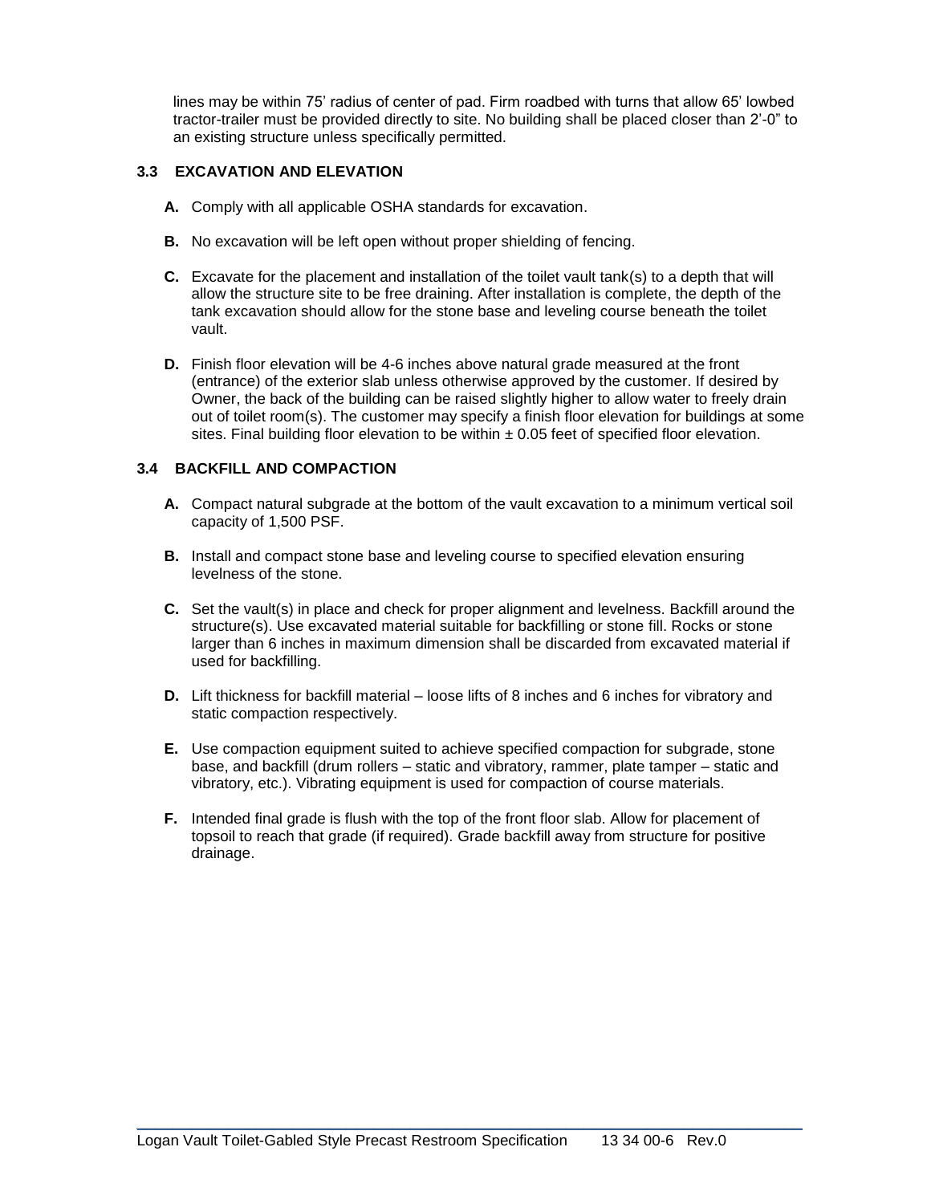lines may be within 75' radius of center of pad. Firm roadbed with turns that allow 65' lowbed tractor-trailer must be provided directly to site. No building shall be placed closer than 2'-0" to an existing structure unless specifically permitted.

### 3.3 EXCAVATION AND ELEVATION

**A.** Comply with all applicable OSHA standards for excavation.

**B.** No excavation will be left open without proper shielding of fencing.

**C.** Excavate for the placement and installation of the toilet vault tank(s) to a depth that will allow the structure site to be free draining. After installation is complete, the depth of the tank excavation should allow for the stone base and leveling course beneath the toilet vault.

**D.** Finish floor elevation will be 4-6 inches above natural grade measured at the front (entrance) of the exterior slab unless otherwise approved by the customer. If desired by Owner, the back of the building can be raised slightly higher to allow water to freely drain out of toilet room(s). The customer may specify a finish floor elevation for buildings at some sites. Final building floor elevation to be within ± 0.05 feet of specified floor elevation.

### 3.4 BACKFILL AND COMPACTION

**A.** Compact natural subgrade at the bottom of the vault excavation to a minimum vertical soil capacity of 1,500 PSF.

**B.** Install and compact stone base and leveling course to specified elevation ensuring levelness of the stone.

**C.** Set the vault(s) in place and check for proper alignment and levelness. Backfill around the structure(s). Use excavated material suitable for backfilling or stone fill. Rocks or stone larger than 6 inches in maximum dimension shall be discarded from excavated material if used for backfilling.

**D.** Lift thickness for backfill material – loose lifts of 8 inches and 6 inches for vibratory and static compaction respectively.

**E.** Use compaction equipment suited to achieve specified compaction for subgrade, stone base, and backfill (drum rollers – static and vibratory, rammer, plate tamper – static and vibratory, etc.). Vibrating equipment is used for compaction of course materials.

**F.** Intended final grade is flush with the top of the front floor slab. Allow for placement of topsoil to reach that grade (if required). Grade backfill away from structure for positive drainage.